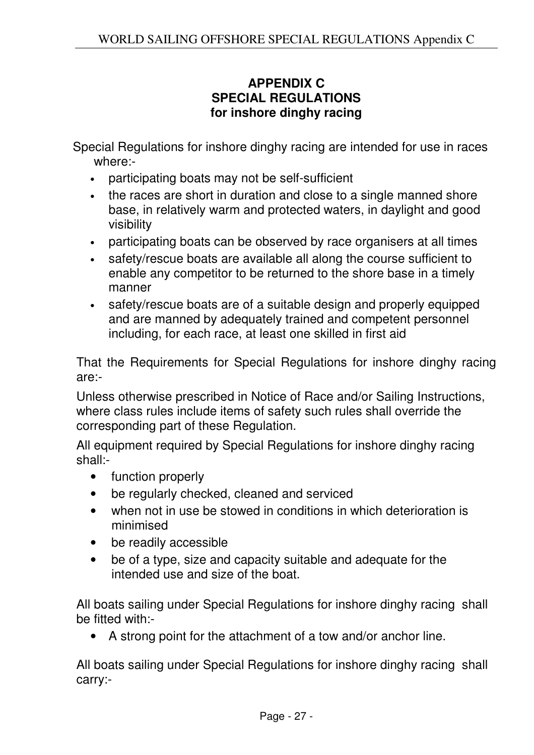# APPENDIX C
## SPECIAL REGULATIONS
### for inshore dinghy racing

Special Regulations for inshore dinghy racing are intended for use in races where:-

- participating boats may not be self-sufficient
- the races are short in duration and close to a single manned shore base, in relatively warm and protected waters, in daylight and good visibility
- participating boats can be observed by race organisers at all times
- safety/rescue boats are available all along the course sufficient to enable any competitor to be returned to the shore base in a timely manner
- safety/rescue boats are of a suitable design and properly equipped and are manned by adequately trained and competent personnel including, for each race, at least one skilled in first aid

That the Requirements for Special Regulations for inshore dinghy racing are:-

Unless otherwise prescribed in Notice of Race and/or Sailing Instructions, where class rules include items of safety such rules shall override the corresponding part of these Regulation.

All equipment required by Special Regulations for inshore dinghy racing shall:-

- function properly
- be regularly checked, cleaned and serviced
- when not in use be stowed in conditions in which deterioration is minimised
- be readily accessible
- be of a type, size and capacity suitable and adequate for the intended use and size of the boat.

All boats sailing under Special Regulations for inshore dinghy racing shall be fitted with:-

- A strong point for the attachment of a tow and/or anchor line.

All boats sailing under Special Regulations for inshore dinghy racing shall carry:-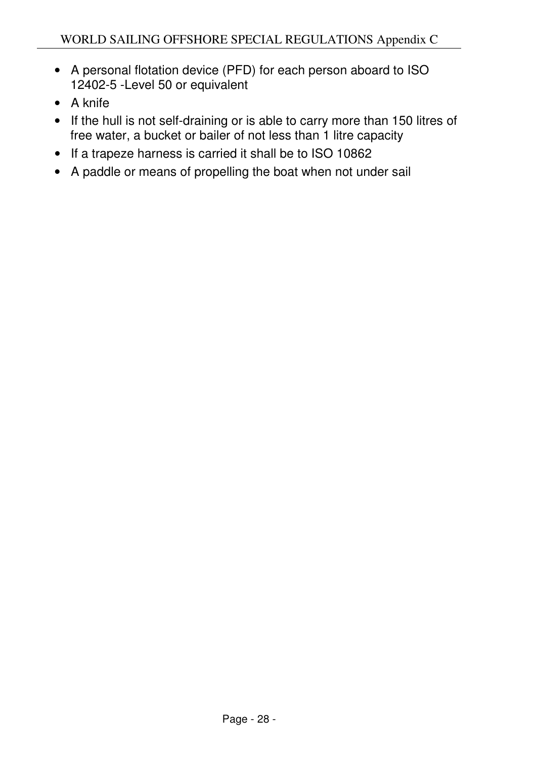- A personal flotation device (PFD) for each person aboard to ISO 12402-5 -Level 50 or equivalent
- A knife
- If the hull is not self-draining or is able to carry more than 150 litres of free water, a bucket or bailer of not less than 1 litre capacity
- If a trapeze harness is carried it shall be to ISO 10862
- A paddle or means of propelling the boat when not under sail